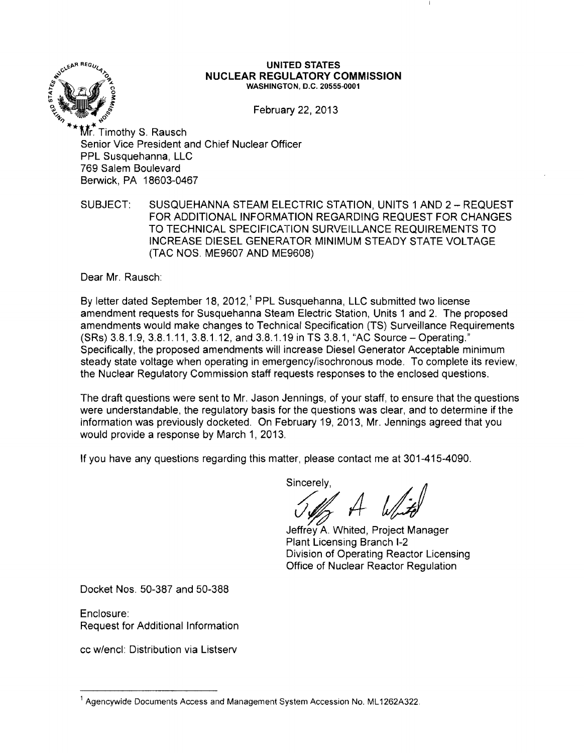**UNITED STATES**
**NUCLEAR REGULATORY COMMISSION**
**WASHINGTON, D.C. 20555-0001**

February 22, 2013

Mr. Timothy S. Rausch
Senior Vice President and Chief Nuclear Officer
PPL Susquehanna, LLC
769 Salem Boulevard
Berwick, PA 18603-0467

SUBJECT: SUSQUEHANNA STEAM ELECTRIC STATION, UNITS 1 AND 2 – REQUEST FOR ADDITIONAL INFORMATION REGARDING REQUEST FOR CHANGES TO TECHNICAL SPECIFICATION SURVEILLANCE REQUIREMENTS TO INCREASE DIESEL GENERATOR MINIMUM STEADY STATE VOLTAGE (TAC NOS. ME9607 AND ME9608)

Dear Mr. Rausch:

By letter dated September 18, 2012,[1] PPL Susquehanna, LLC submitted two license amendment requests for Susquehanna Steam Electric Station, Units 1 and 2. The proposed amendments would make changes to Technical Specification (TS) Surveillance Requirements (SRs) 3.8.1.9, 3.8.1.11, 3.8.1.12, and 3.8.1.19 in TS 3.8.1, "AC Source – Operating." Specifically, the proposed amendments will increase Diesel Generator Acceptable minimum steady state voltage when operating in emergency/isochronous mode. To complete its review, the Nuclear Regulatory Commission staff requests responses to the enclosed questions.

The draft questions were sent to Mr. Jason Jennings, of your staff, to ensure that the questions were understandable, the regulatory basis for the questions was clear, and to determine if the information was previously docketed. On February 19, 2013, Mr. Jennings agreed that you would provide a response by March 1, 2013.

If you have any questions regarding this matter, please contact me at 301-415-4090.

Sincerely,

Jeffrey A. Whited, Project Manager
Plant Licensing Branch I-2
Division of Operating Reactor Licensing
Office of Nuclear Reactor Regulation

Docket Nos. 50-387 and 50-388

Enclosure:
Request for Additional Information

cc w/encl: Distribution via Listserv

---

[1] Agencywide Documents Access and Management System Accession No. ML1262A322.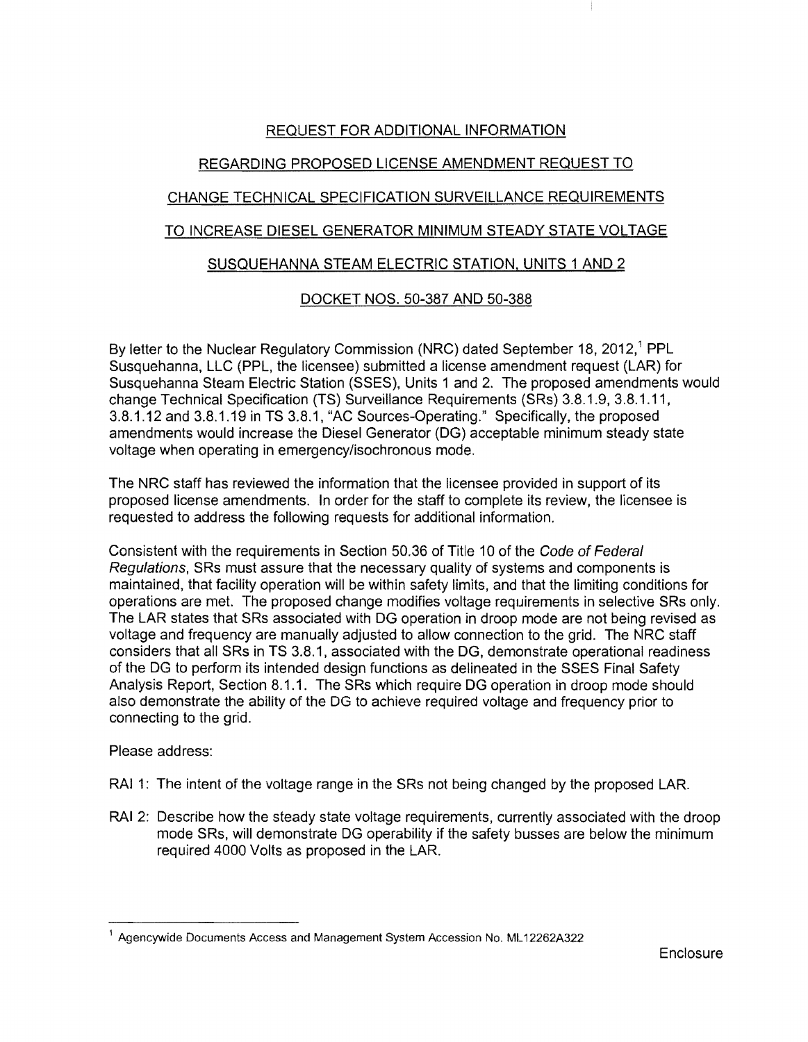REQUEST FOR ADDITIONAL INFORMATION

REGARDING PROPOSED LICENSE AMENDMENT REQUEST TO

CHANGE TECHNICAL SPECIFICATION SURVEILLANCE REQUIREMENTS

TO INCREASE DIESEL GENERATOR MINIMUM STEADY STATE VOLTAGE

SUSQUEHANNA STEAM ELECTRIC STATION, UNITS 1 AND 2

DOCKET NOS. 50-387 AND 50-388

By letter to the Nuclear Regulatory Commission (NRC) dated September 18, 2012,[1] PPL Susquehanna, LLC (PPL, the licensee) submitted a license amendment request (LAR) for Susquehanna Steam Electric Station (SSES), Units 1 and 2. The proposed amendments would change Technical Specification (TS) Surveillance Requirements (SRs) 3.8.1.9, 3.8.1.11, 3.8.1.12 and 3.8.1.19 in TS 3.8.1, "AC Sources-Operating." Specifically, the proposed amendments would increase the Diesel Generator (DG) acceptable minimum steady state voltage when operating in emergency/isochronous mode.

The NRC staff has reviewed the information that the licensee provided in support of its proposed license amendments. In order for the staff to complete its review, the licensee is requested to address the following requests for additional information.

Consistent with the requirements in Section 50.36 of Title 10 of the *Code of Federal Regulations*, SRs must assure that the necessary quality of systems and components is maintained, that facility operation will be within safety limits, and that the limiting conditions for operations are met. The proposed change modifies voltage requirements in selective SRs only. The LAR states that SRs associated with DG operation in droop mode are not being revised as voltage and frequency are manually adjusted to allow connection to the grid. The NRC staff considers that all SRs in TS 3.8.1, associated with the DG, demonstrate operational readiness of the DG to perform its intended design functions as delineated in the SSES Final Safety Analysis Report, Section 8.1.1. The SRs which require DG operation in droop mode should also demonstrate the ability of the DG to achieve required voltage and frequency prior to connecting to the grid.

Please address:

RAI 1: The intent of the voltage range in the SRs not being changed by the proposed LAR.

RAI 2: Describe how the steady state voltage requirements, currently associated with the droop mode SRs, will demonstrate DG operability if the safety busses are below the minimum required 4000 Volts as proposed in the LAR.

[1] Agencywide Documents Access and Management System Accession No. ML12262A322

Enclosure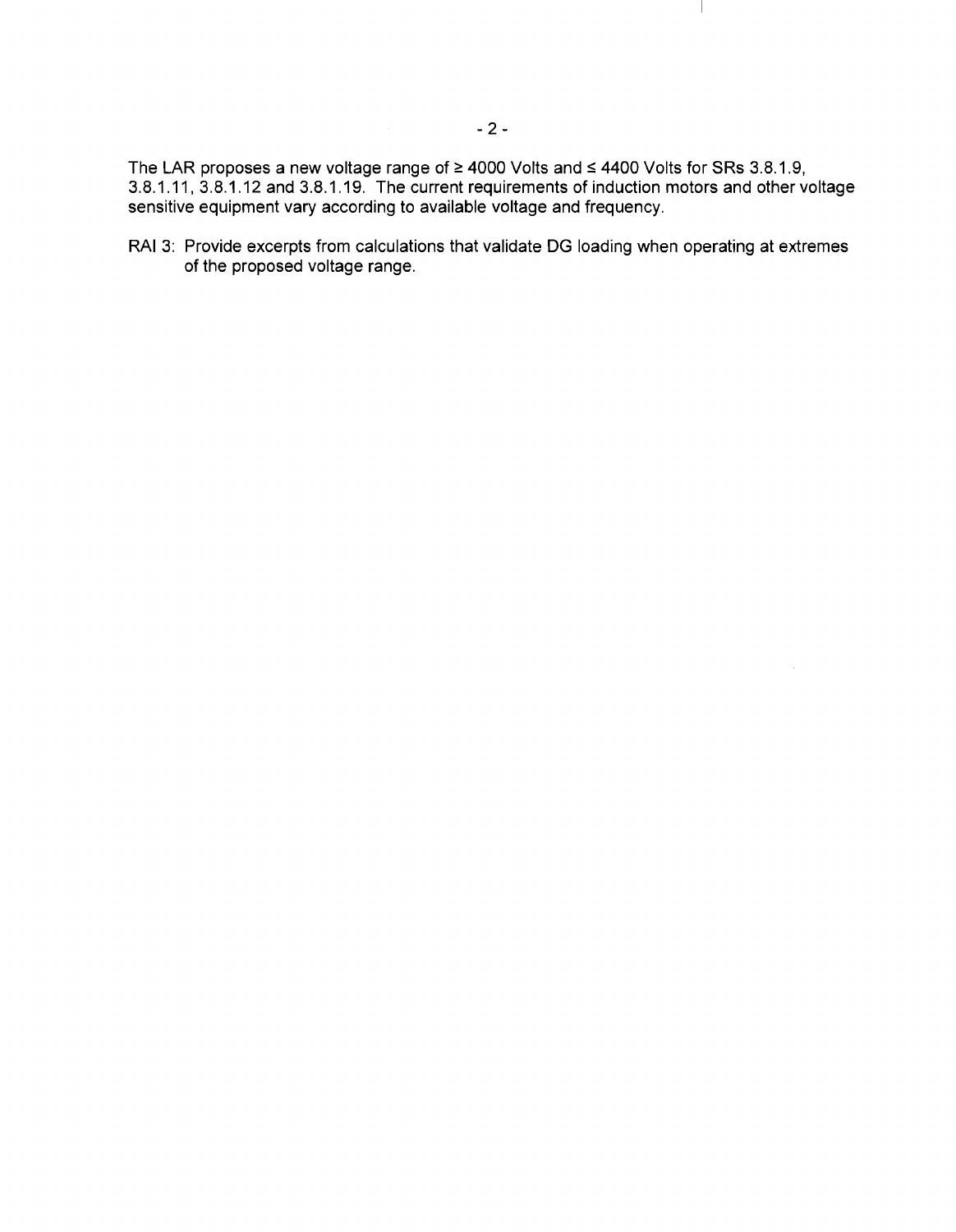The LAR proposes a new voltage range of ≥ 4000 Volts and ≤ 4400 Volts for SRs 3.8.1.9, 3.8.1.11, 3.8.1.12 and 3.8.1.19. The current requirements of induction motors and other voltage sensitive equipment vary according to available voltage and frequency.

RAI 3: Provide excerpts from calculations that validate DG loading when operating at extremes of the proposed voltage range.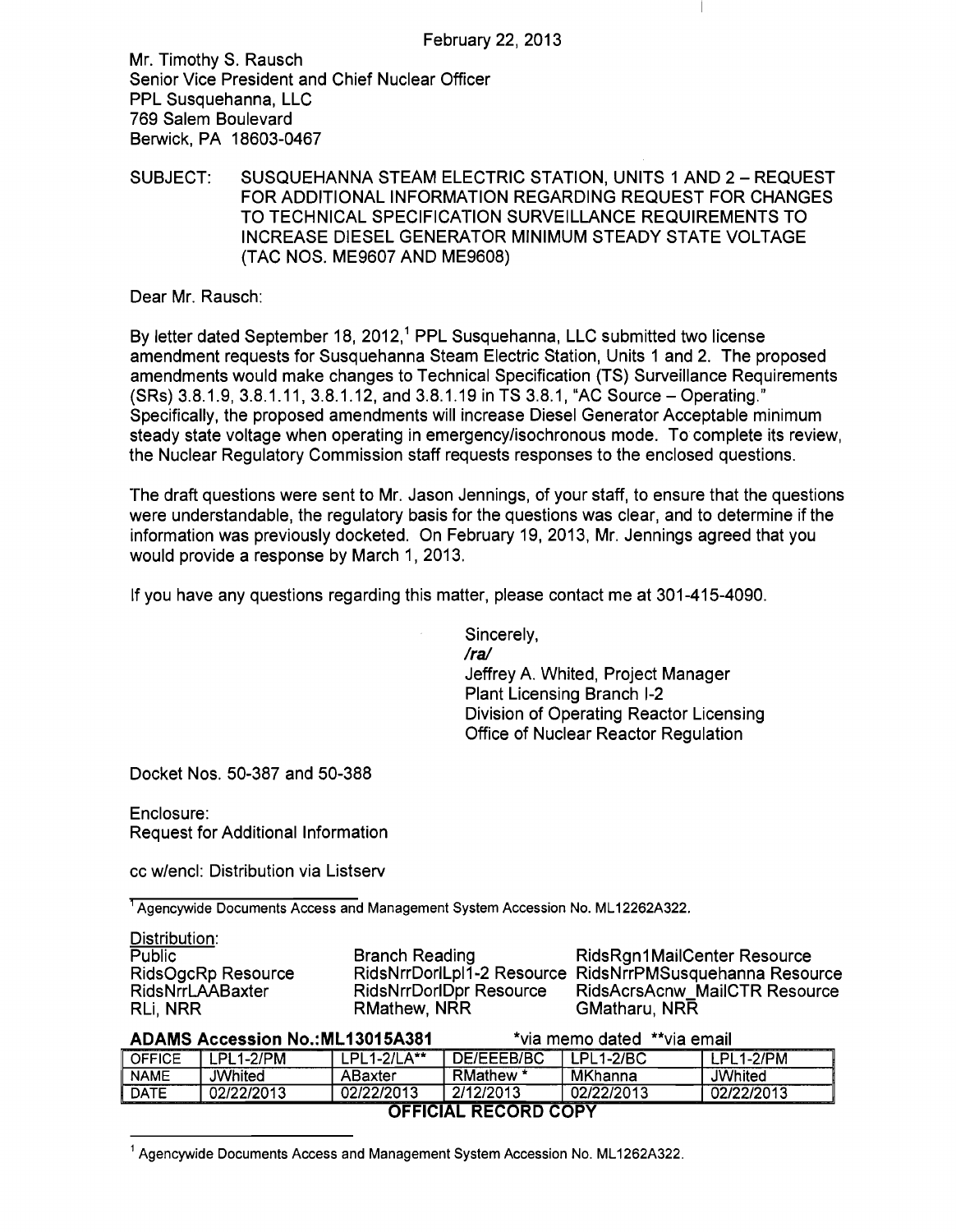February 22, 2013

Mr. Timothy S. Rausch
Senior Vice President and Chief Nuclear Officer
PPL Susquehanna, LLC
769 Salem Boulevard
Berwick, PA 18603-0467

SUBJECT: SUSQUEHANNA STEAM ELECTRIC STATION, UNITS 1 AND 2 – REQUEST FOR ADDITIONAL INFORMATION REGARDING REQUEST FOR CHANGES TO TECHNICAL SPECIFICATION SURVEILLANCE REQUIREMENTS TO INCREASE DIESEL GENERATOR MINIMUM STEADY STATE VOLTAGE (TAC NOS. ME9607 AND ME9608)

Dear Mr. Rausch:

By letter dated September 18, 2012,[1] PPL Susquehanna, LLC submitted two license amendment requests for Susquehanna Steam Electric Station, Units 1 and 2. The proposed amendments would make changes to Technical Specification (TS) Surveillance Requirements (SRs) 3.8.1.9, 3.8.1.11, 3.8.1.12, and 3.8.1.19 in TS 3.8.1, "AC Source – Operating." Specifically, the proposed amendments will increase Diesel Generator Acceptable minimum steady state voltage when operating in emergency/isochronous mode. To complete its review, the Nuclear Regulatory Commission staff requests responses to the enclosed questions.

The draft questions were sent to Mr. Jason Jennings, of your staff, to ensure that the questions were understandable, the regulatory basis for the questions was clear, and to determine if the information was previously docketed. On February 19, 2013, Mr. Jennings agreed that you would provide a response by March 1, 2013.

If you have any questions regarding this matter, please contact me at 301-415-4090.

Sincerely,
/ra/
Jeffrey A. Whited, Project Manager
Plant Licensing Branch I-2
Division of Operating Reactor Licensing
Office of Nuclear Reactor Regulation

Docket Nos. 50-387 and 50-388

Enclosure:
Request for Additional Information

cc w/encl: Distribution via Listserv

[1] Agencywide Documents Access and Management System Accession No. ML12262A322.

Distribution:

| | | |
|---|---|---|
| Public | Branch Reading | RidsRgn1MailCenter Resource |
| RidsOgcRp Resource | RidsNrrDorlLpl1-2 Resource | RidsNrrPMSusquehanna Resource |
| RidsNrrLAABaxter | RidsNrrDorlDpr Resource | RidsAcrsAcnw_MailCTR Resource |
| RLi, NRR | RMathew, NRR | GMatharu, NRR |

**ADAMS Accession No.:ML13015A381** *via memo dated **via email

| OFFICE | LPL1-2/PM | LPL1-2/LA** | DE/EEEB/BC | LPL1-2/BC | LPL1-2/PM |
|---|---|---|---|---|---|
| NAME | JWhited | ABaxter | RMathew * | MKhanna | JWhited |
| DATE | 02/22/2013 | 02/22/2013 | 2/12/2013 | 02/22/2013 | 02/22/2013 |

**OFFICIAL RECORD COPY**

[1] Agencywide Documents Access and Management System Accession No. ML1262A322.